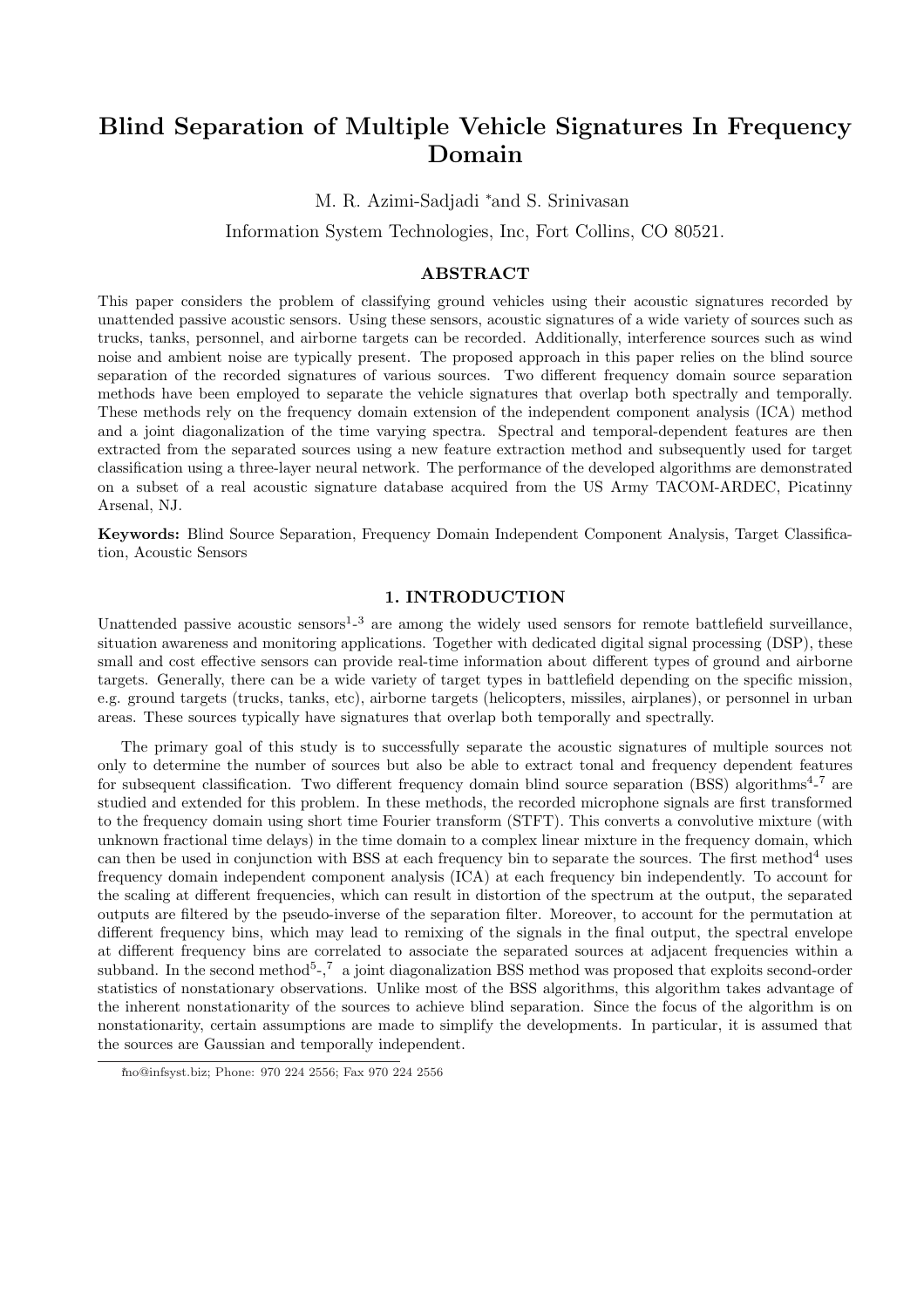# Blind Separation of Multiple Vehicle Signatures In Frequency Domain

M. R. Azimi-Sadjadi *and S. Srinivasan

Information System Technologies, Inc, Fort Collins, CO 80521.

## ABSTRACT

This paper considers the problem of classifying ground vehicles using their acoustic signatures recorded by unattended passive acoustic sensors. Using these sensors, acoustic signatures of a wide variety of sources such as trucks, tanks, personnel, and airborne targets can be recorded. Additionally, interference sources such as wind noise and ambient noise are typically present. The proposed approach in this paper relies on the blind source separation of the recorded signatures of various sources. Two different frequency domain source separation methods have been employed to separate the vehicle signatures that overlap both spectrally and temporally. These methods rely on the frequency domain extension of the independent component analysis (ICA) method and a joint diagonalization of the time varying spectra. Spectral and temporal-dependent features are then extracted from the separated sources using a new feature extraction method and subsequently used for target classification using a three-layer neural network. The performance of the developed algorithms are demonstrated on a subset of a real acoustic signature database acquired from the US Army TACOM-ARDEC, Picatinny Arsenal, NJ.

**Keywords:** Blind Source Separation, Frequency Domain Independent Component Analysis, Target Classification, Acoustic Sensors

## 1. INTRODUCTION

Unattended passive acoustic sensors[1-3] are among the widely used sensors for remote battlefield surveillance, situation awareness and monitoring applications. Together with dedicated digital signal processing (DSP), these small and cost effective sensors can provide real-time information about different types of ground and airborne targets. Generally, there can be a wide variety of target types in battlefield depending on the specific mission, e.g. ground targets (trucks, tanks, etc), airborne targets (helicopters, missiles, airplanes), or personnel in urban areas. These sources typically have signatures that overlap both temporally and spectrally.

The primary goal of this study is to successfully separate the acoustic signatures of multiple sources not only to determine the number of sources but also be able to extract tonal and frequency dependent features for subsequent classification. Two different frequency domain blind source separation (BSS) algorithms[4-7] are studied and extended for this problem. In these methods, the recorded microphone signals are first transformed to the frequency domain using short time Fourier transform (STFT). This converts a convolutive mixture (with unknown fractional time delays) in the time domain to a complex linear mixture in the frequency domain, which can then be used in conjunction with BSS at each frequency bin to separate the sources. The first method[4] uses frequency domain independent component analysis (ICA) at each frequency bin independently. To account for the scaling at different frequencies, which can result in distortion of the spectrum at the output, the separated outputs are filtered by the pseudo-inverse of the separation filter. Moreover, to account for the permutation at different frequency bins, which may lead to remixing of the signals in the final output, the spectral envelope at different frequency bins are correlated to associate the separated sources at adjacent frequencies within a subband. In the second method[5-7] a joint diagonalization BSS method was proposed that exploits second-order statistics of nonstationary observations. Unlike most of the BSS algorithms, this algorithm takes advantage of the inherent nonstationarity of the sources to achieve blind separation. Since the focus of the algorithm is on nonstationarity, certain assumptions are made to simplify the developments. In particular, it is assumed that the sources are Gaussian and temporally independent.

*mo@infsyst.biz; Phone: 970 224 2556; Fax 970 224 2556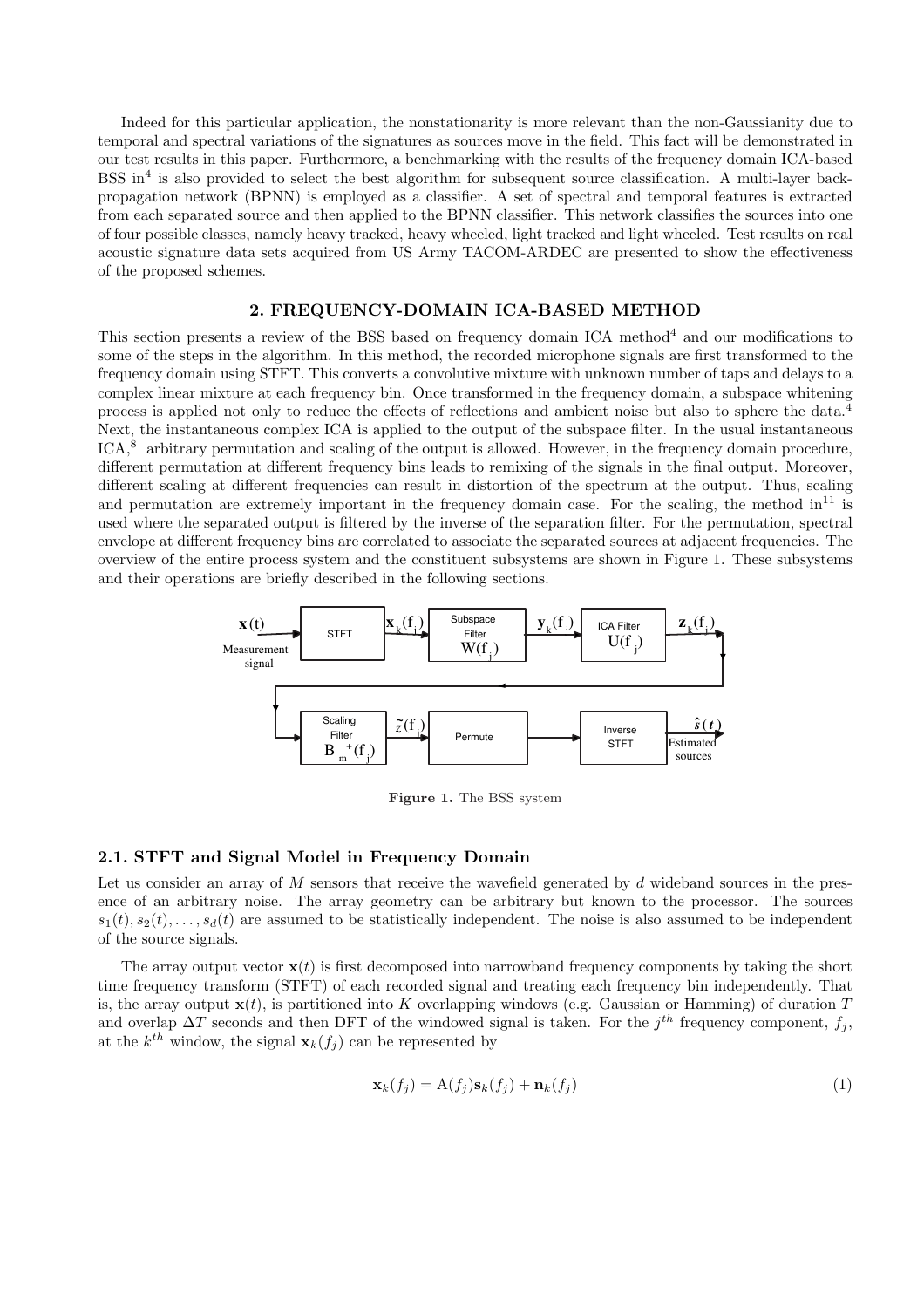Indeed for this particular application, the nonstationarity is more relevant than the non-Gaussianity due to temporal and spectral variations of the signatures as sources move in the field. This fact will be demonstrated in our test results in this paper. Furthermore, a benchmarking with the results of the frequency domain ICA-based BSS in[4] is also provided to select the best algorithm for subsequent source classification. A multi-layer back-propagation network (BPNN) is employed as a classifier. A set of spectral and temporal features is extracted from each separated source and then applied to the BPNN classifier. This network classifies the sources into one of four possible classes, namely heavy tracked, heavy wheeled, light tracked and light wheeled. Test results on real acoustic signature data sets acquired from US Army TACOM-ARDEC are presented to show the effectiveness of the proposed schemes.

## 2. FREQUENCY-DOMAIN ICA-BASED METHOD

This section presents a review of the BSS based on frequency domain ICA method[4] and our modifications to some of the steps in the algorithm. In this method, the recorded microphone signals are first transformed to the frequency domain using STFT. This converts a convolutive mixture with unknown number of taps and delays to a complex linear mixture at each frequency bin. Once transformed in the frequency domain, a subspace whitening process is applied not only to reduce the effects of reflections and ambient noise but also to sphere the data.[4] Next, the instantaneous complex ICA is applied to the output of the subspace filter. In the usual instantaneous ICA,[8] arbitrary permutation and scaling of the output is allowed. However, in the frequency domain procedure, different permutation at different frequency bins leads to remixing of the signals in the final output. Moreover, different scaling at different frequencies can result in distortion of the spectrum at the output. Thus, scaling and permutation are extremely important in the frequency domain case. For the scaling, the method in[11] is used where the separated output is filtered by the inverse of the separation filter. For the permutation, spectral envelope at different frequency bins are correlated to associate the separated sources at adjacent frequencies. The overview of the entire process system and the constituent subsystems are shown in Figure 1. These subsystems and their operations are briefly described in the following sections.

**Figure 1.** The BSS system

### 2.1. STFT and Signal Model in Frequency Domain

Let us consider an array of $M$ sensors that receive the wavefield generated by $d$ wideband sources in the presence of an arbitrary noise. The array geometry can be arbitrary but known to the processor. The sources $s_1(t), s_2(t), \ldots, s_d(t)$ are assumed to be statistically independent. The noise is also assumed to be independent of the source signals.

The array output vector $\mathbf{x}(t)$ is first decomposed into narrowband frequency components by taking the short time frequency transform (STFT) of each recorded signal and treating each frequency bin independently. That is, the array output $\mathbf{x}(t)$, is partitioned into $K$ overlapping windows (e.g. Gaussian or Hamming) of duration $T$ and overlap $\Delta T$ seconds and then DFT of the windowed signal is taken. For the $j^{th}$ frequency component, $f_j$, at the $k^{th}$ window, the signal $\mathbf{x}_k(f_j)$ can be represented by

$$\mathbf{x}_k(f_j) = \mathrm{A}(f_j)\mathbf{s}_k(f_j) + \mathbf{n}_k(f_j) \tag{1}$$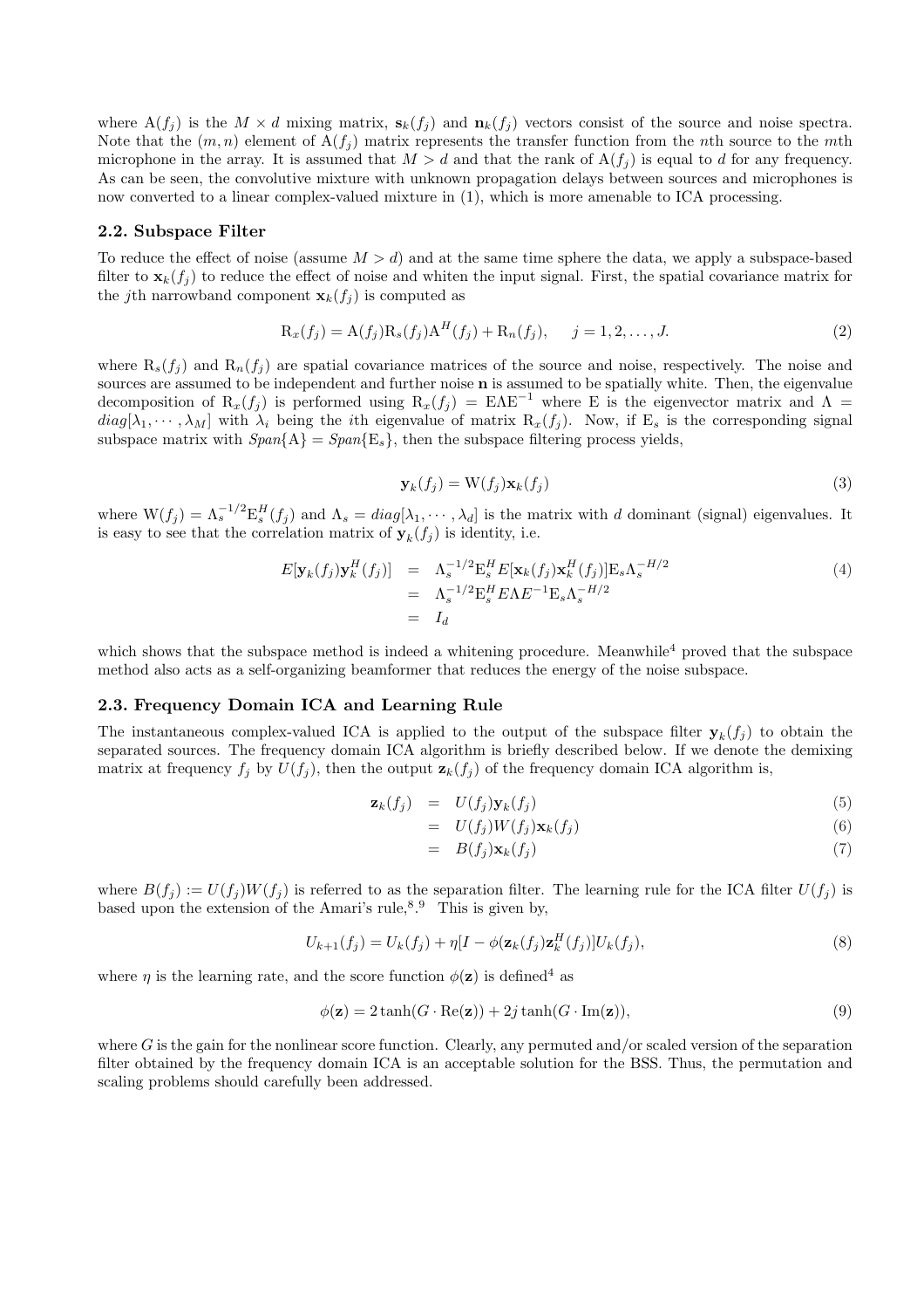where $\mathrm{A}(f_j)$ is the $M \times d$ mixing matrix, $\mathbf{s}_k(f_j)$ and $\mathbf{n}_k(f_j)$ vectors consist of the source and noise spectra. Note that the $(m, n)$ element of $\mathrm{A}(f_j)$ matrix represents the transfer function from the $n$th source to the $m$th microphone in the array. It is assumed that $M > d$ and that the rank of $\mathrm{A}(f_j)$ is equal to $d$ for any frequency. As can be seen, the convolutive mixture with unknown propagation delays between sources and microphones is now converted to a linear complex-valued mixture in (1), which is more amenable to ICA processing.

### 2.2. Subspace Filter

To reduce the effect of noise (assume $M > d$) and at the same time sphere the data, we apply a subspace-based filter to $\mathbf{x}_k(f_j)$ to reduce the effect of noise and whiten the input signal. First, the spatial covariance matrix for the $j$th narrowband component $\mathbf{x}_k(f_j)$ is computed as

$$\mathrm{R}_x(f_j) = \mathrm{A}(f_j)\mathrm{R}_s(f_j)\mathrm{A}^H(f_j) + \mathrm{R}_n(f_j), \qquad j = 1, 2, \ldots, J. \tag{2}$$

where $\mathrm{R}_s(f_j)$ and $\mathrm{R}_n(f_j)$ are spatial covariance matrices of the source and noise, respectively. The noise and sources are assumed to be independent and further noise $\mathbf{n}$ is assumed to be spatially white. Then, the eigenvalue decomposition of $\mathrm{R}_x(f_j)$ is performed using $\mathrm{R}_x(f_j) = \mathrm{E}\Lambda\mathrm{E}^{-1}$ where E is the eigenvector matrix and $\Lambda = diag[\lambda_1, \cdots, \lambda_M]$ with $\lambda_i$ being the $i$th eigenvalue of matrix $\mathrm{R}_x(f_j)$. Now, if $\mathrm{E}_s$ is the corresponding signal subspace matrix with $Span\{\mathrm{A}\} = Span\{\mathrm{E}_s\}$, then the subspace filtering process yields,

$$\mathbf{y}_k(f_j) = \mathrm{W}(f_j)\mathbf{x}_k(f_j) \tag{3}$$

where $\mathrm{W}(f_j) = \Lambda_s^{-1/2}\mathrm{E}_s^H(f_j)$ and $\Lambda_s = diag[\lambda_1, \cdots, \lambda_d]$ is the matrix with $d$ dominant (signal) eigenvalues. It is easy to see that the correlation matrix of $\mathbf{y}_k(f_j)$ is identity, i.e.

$$\begin{aligned} E[\mathbf{y}_k(f_j)\mathbf{y}_k^H(f_j)] &= \Lambda_s^{-1/2}\mathrm{E}_s^H E[\mathbf{x}_k(f_j)\mathbf{x}_k^H(f_j)]\mathrm{E}_s\Lambda_s^{-H/2} \\ &= \Lambda_s^{-1/2}\mathrm{E}_s^H E\Lambda E^{-1}\mathrm{E}_s\Lambda_s^{-H/2} \\ &= I_d \end{aligned} \tag{4}$$

which shows that the subspace method is indeed a whitening procedure. Meanwhile[4] proved that the subspace method also acts as a self-organizing beamformer that reduces the energy of the noise subspace.

### 2.3. Frequency Domain ICA and Learning Rule

The instantaneous complex-valued ICA is applied to the output of the subspace filter $\mathbf{y}_k(f_j)$ to obtain the separated sources. The frequency domain ICA algorithm is briefly described below. If we denote the demixing matrix at frequency $f_j$ by $U(f_j)$, then the output $\mathbf{z}_k(f_j)$ of the frequency domain ICA algorithm is,

$$\mathbf{z}_k(f_j) = U(f_j)\mathbf{y}_k(f_j) \tag{5}$$

$$= U(f_j)W(f_j)\mathbf{x}_k(f_j) \tag{6}$$

$$= B(f_j)\mathbf{x}_k(f_j) \tag{7}$$

where $B(f_j) := U(f_j)W(f_j)$ is referred to as the separation filter. The learning rule for the ICA filter $U(f_j)$ is based upon the extension of the Amari's rule,[8].[9] This is given by,

$$U_{k+1}(f_j) = U_k(f_j) + \eta[I - \phi(\mathbf{z}_k(f_j)\mathbf{z}_k^H(f_j)]U_k(f_j), \tag{8}$$

where $\eta$ is the learning rate, and the score function $\phi(\mathbf{z})$ is defined[4] as

$$\phi(\mathbf{z}) = 2\tanh(G \cdot \mathrm{Re}(\mathbf{z})) + 2j\tanh(G \cdot \mathrm{Im}(\mathbf{z})), \tag{9}$$

where $G$ is the gain for the nonlinear score function. Clearly, any permuted and/or scaled version of the separation filter obtained by the frequency domain ICA is an acceptable solution for the BSS. Thus, the permutation and scaling problems should carefully been addressed.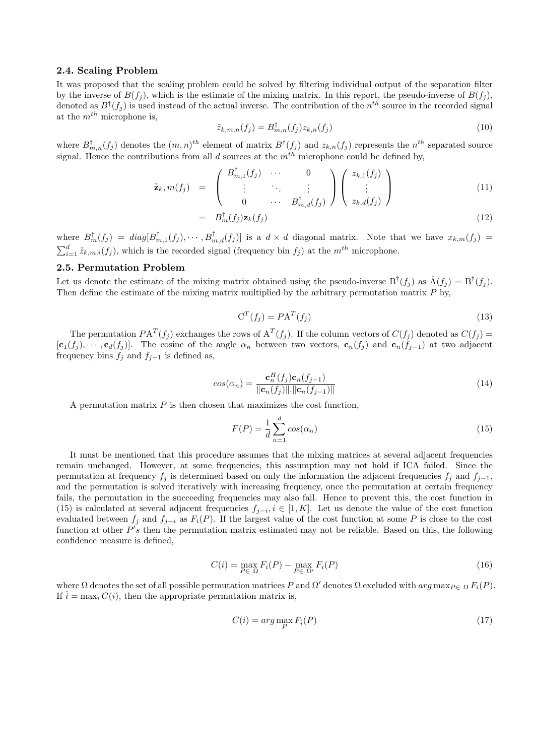### 2.4. Scaling Problem

It was proposed that the scaling problem could be solved by filtering individual output of the separation filter by the inverse of $B(f_j)$, which is the estimate of the mixing matrix. In this report, the pseudo-inverse of $B(f_j)$, denoted as $B^{\dagger}(f_j)$ is used instead of the actual inverse. The contribution of the $n^{th}$ source in the recorded signal at the $m^{th}$ microphone is,

$$\tilde{z}_{k,m,n}(f_j) = B^{\dagger}_{m,n}(f_j) z_{k,n}(f_j) \tag{10}$$

where $B^{\dagger}_{m,n}(f_j)$ denotes the $(m,n)^{th}$ element of matrix $B^{\dagger}(f_j)$ and $z_{k,n}(f_j)$ represents the $n^{th}$ separated source signal. Hence the contributions from all $d$ sources at the $m^{th}$ microphone could be defined by,

$$\begin{aligned} \tilde{\mathbf{z}}_k, m(f_j) &= \begin{pmatrix} B^{\dagger}_{m,1}(f_j) & \cdots & 0 \\ \vdots & \ddots & \vdots \\ 0 & \cdots & B^{\dagger}_{m,d}(f_j) \end{pmatrix} \begin{pmatrix} z_{k,1}(f_j) \\ \vdots \\ z_{k,d}(f_j) \end{pmatrix} && (11) \\ &= B^{\dagger}_m(f_j) \mathbf{z}_k(f_j) && (12) \end{aligned}$$

where $B^{\dagger}_m(f_j) = diag[B^{\dagger}_{m,1}(f_j), \cdots, B^{\dagger}_{m,d}(f_j)]$ is a $d \times d$ diagonal matrix. Note that we have $x_{k,m}(f_j) = \sum_{i=1}^{d} \tilde{z}_{k,m,i}(f_j)$, which is the recorded signal (frequency bin $f_j$) at the $m^{th}$ microphone.

### 2.5. Permutation Problem

Let us denote the estimate of the mixing matrix obtained using the pseudo-inverse $\mathrm{B}^{\dagger}(f_j)$ as $\hat{\mathrm{A}}(f_j) = \mathrm{B}^{\dagger}(f_j)$. Then define the estimate of the mixing matrix multiplied by the arbitrary permutation matrix $P$ by,

$$\mathrm{C}^T(f_j) = P\mathrm{A}^T(f_j) \tag{13}$$

The permutation $P\mathrm{A}^T(f_j)$ exchanges the rows of $\mathrm{A}^T(f_j)$. If the column vectors of $C(f_j)$ denoted as $C(f_j) = [\mathbf{c}_1(f_j), \cdots, \mathbf{c}_d(f_j)]$. The cosine of the angle $\alpha_n$ between two vectors, $\mathbf{c}_n(f_j)$ and $\mathbf{c}_n(f_{j-1})$ at two adjacent frequency bins $f_j$ and $f_{j-1}$ is defined as,

$$cos(\alpha_n) = \frac{\mathbf{c}^H_n(f_j)\mathbf{c}_n(f_{j-1})}{\|\mathbf{c}_n(f_j)\|.\|\mathbf{c}_n(f_{j-1})\|} \tag{14}$$

A permutation matrix $P$ is then chosen that maximizes the cost function,

$$F(P) = \frac{1}{d}\sum_{n=1}^{d} cos(\alpha_n) \tag{15}$$

It must be mentioned that this procedure assumes that the mixing matrices at several adjacent frequencies remain unchanged. However, at some frequencies, this assumption may not hold if ICA failed. Since the permutation at frequency $f_j$ is determined based on only the information the adjacent frequencies $f_j$ and $f_{j-1}$, and the permutation is solved iteratively with increasing frequency, once the permutation at certain frequency fails, the permutation in the succeeding frequencies may also fail. Hence to prevent this, the cost function in (15) is calculated at several adjacent frequencies $f_{j-i}, i \in [1, K]$. Let us denote the value of the cost function evaluated between $f_j$ and $f_{j-i}$ as $F_i(P)$. If the largest value of the cost function at some $P$ is close to the cost function at other $P's$ then the permutation matrix estimated may not be reliable. Based on this, the following confidence measure is defined,

$$C(i) = \max_{P \in \Omega} F_i(P) - \max_{P \in \Omega'} F_i(P) \tag{16}$$

where $\Omega$ denotes the set of all possible permutation matrices $P$ and $\Omega'$ denotes $\Omega$ excluded with $arg \max_{P \in \Omega} F_i(P)$. If $\hat{i} = \max_i C(i)$, then the appropriate permutation matrix is,

$$C(i) = arg \max_{P} F_{\hat{i}}(P) \tag{17}$$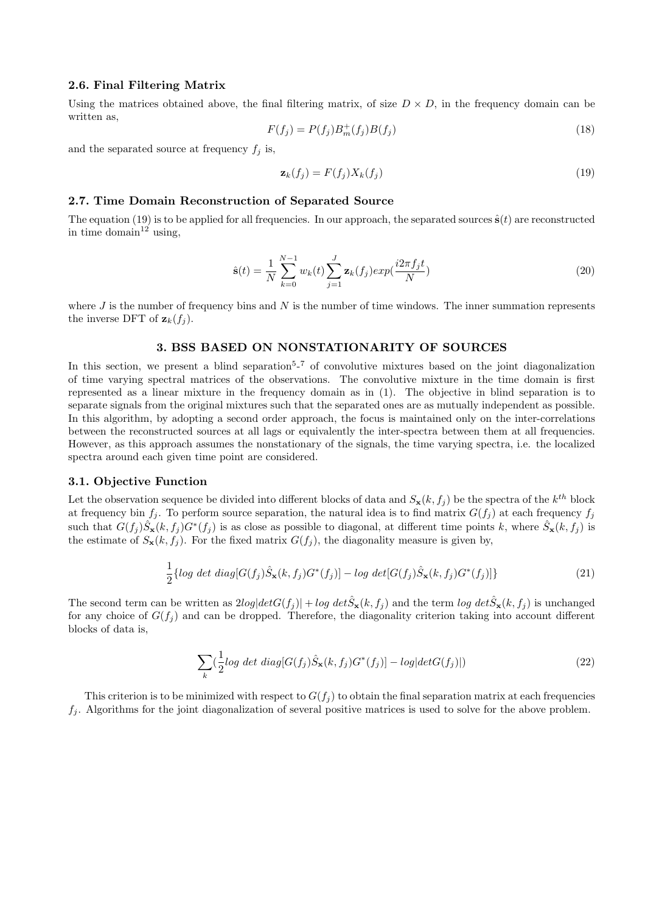### 2.6. Final Filtering Matrix

Using the matrices obtained above, the final filtering matrix, of size $D \times D$, in the frequency domain can be written as,

$$F(f_j) = P(f_j)B_m^{+}(f_j)B(f_j) \tag{18}$$

and the separated source at frequency $f_j$ is,

$$\mathbf{z}_k(f_j) = F(f_j)X_k(f_j) \tag{19}$$

### 2.7. Time Domain Reconstruction of Separated Source

The equation (19) is to be applied for all frequencies. In our approach, the separated sources $\hat{\mathbf{s}}(t)$ are reconstructed in time domain[12] using,

$$\hat{\mathbf{s}}(t) = \frac{1}{N}\sum_{k=0}^{N-1} w_k(t)\sum_{j=1}^{J}\mathbf{z}_k(f_j)exp(\frac{i2\pi f_j t}{N}) \tag{20}$$

where $J$ is the number of frequency bins and $N$ is the number of time windows. The inner summation represents the inverse DFT of $\mathbf{z}_k(f_j)$.

## 3. BSS BASED ON NONSTATIONARITY OF SOURCES

In this section, we present a blind separation[5-7] of convolutive mixtures based on the joint diagonalization of time varying spectral matrices of the observations. The convolutive mixture in the time domain is first represented as a linear mixture in the frequency domain as in (1). The objective in blind separation is to separate signals from the original mixtures such that the separated ones are as mutually independent as possible. In this algorithm, by adopting a second order approach, the focus is maintained only on the inter-correlations between the reconstructed sources at all lags or equivalently the inter-spectra between them at all frequencies. However, as this approach assumes the nonstationary of the signals, the time varying spectra, i.e. the localized spectra around each given time point are considered.

### 3.1. Objective Function

Let the observation sequence be divided into different blocks of data and $S_{\mathbf{x}}(k, f_j)$ be the spectra of the $k^{th}$ block at frequency bin $f_j$. To perform source separation, the natural idea is to find matrix $G(f_j)$ at each frequency $f_j$ such that $G(f_j)\hat{S}_{\mathbf{x}}(k, f_j)G^*(f_j)$ is as close as possible to diagonal, at different time points $k$, where $\hat{S}_{\mathbf{x}}(k, f_j)$ is the estimate of $S_{\mathbf{x}}(k, f_j)$. For the fixed matrix $G(f_j)$, the diagonality measure is given by,

$$\frac{1}{2}\{log\ det\ diag[G(f_j)\hat{S}_{\mathbf{x}}(k, f_j)G^*(f_j)] - log\ det[G(f_j)\hat{S}_{\mathbf{x}}(k, f_j)G^*(f_j)]\} \tag{21}$$

The second term can be written as $2log|detG(f_j)| + log\ det\hat{S}_{\mathbf{x}}(k, f_j)$ and the term $log\ det\hat{S}_{\mathbf{x}}(k, f_j)$ is unchanged for any choice of $G(f_j)$ and can be dropped. Therefore, the diagonality criterion taking into account different blocks of data is,

$$\sum_k(\frac{1}{2}log\ det\ diag[G(f_j)\hat{S}_{\mathbf{x}}(k, f_j)G^*(f_j)] - log|detG(f_j)|) \tag{22}$$

This criterion is to be minimized with respect to $G(f_j)$ to obtain the final separation matrix at each frequencies $f_j$. Algorithms for the joint diagonalization of several positive matrices is used to solve for the above problem.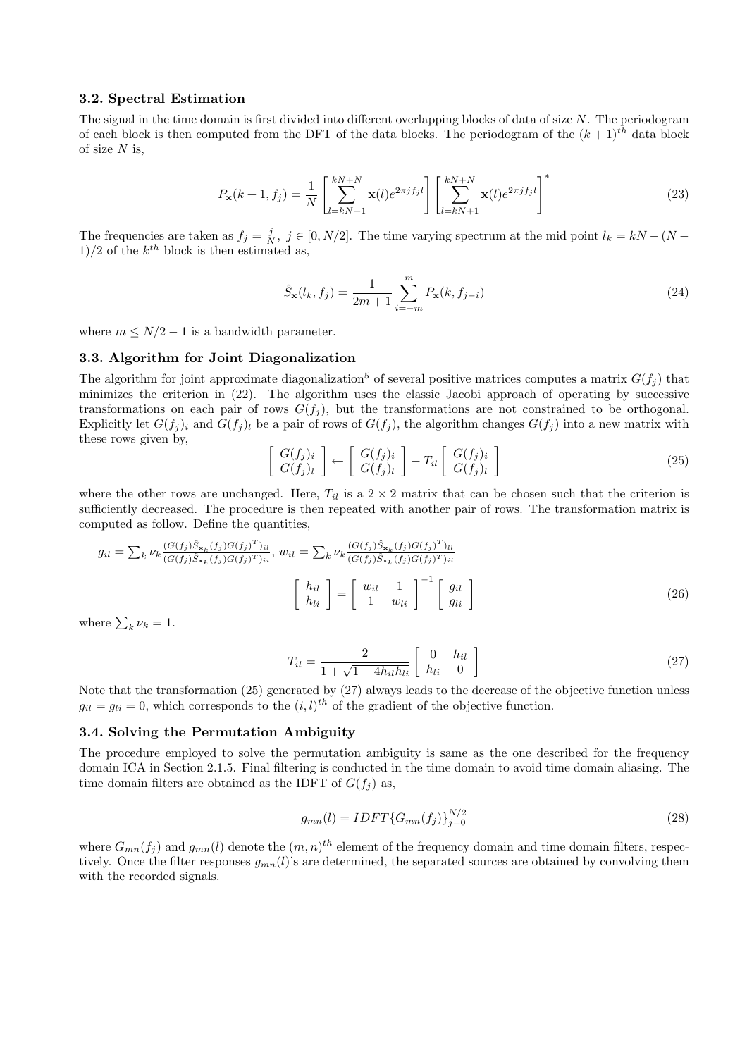### 3.2. Spectral Estimation

The signal in the time domain is first divided into different overlapping blocks of data of size $N$. The periodogram of each block is then computed from the DFT of the data blocks. The periodogram of the $(k+1)^{th}$ data block of size $N$ is,

$$P_{\mathbf{x}}(k+1, f_j) = \frac{1}{N}\left[\sum_{l=kN+1}^{kN+N} \mathbf{x}(l)e^{2\pi j f_j l}\right]\left[\sum_{l=kN+1}^{kN+N} \mathbf{x}(l)e^{2\pi j f_j l}\right]^* \tag{23}$$

The frequencies are taken as $f_j = \frac{j}{N}$, $j \in [0, N/2]$. The time varying spectrum at the mid point $l_k = kN - (N-1)/2$ of the $k^{th}$ block is then estimated as,

$$\hat{S}_{\mathbf{x}}(l_k, f_j) = \frac{1}{2m+1}\sum_{i=-m}^{m} P_{\mathbf{x}}(k, f_{j-i}) \tag{24}$$

where $m \leq N/2 - 1$ is a bandwidth parameter.

### 3.3. Algorithm for Joint Diagonalization

The algorithm for joint approximate diagonalization[5] of several positive matrices computes a matrix $G(f_j)$ that minimizes the criterion in (22). The algorithm uses the classic Jacobi approach of operating by successive transformations on each pair of rows $G(f_j)$, but the transformations are not constrained to be orthogonal. Explicitly let $G(f_j)_i$ and $G(f_j)_l$ be a pair of rows of $G(f_j)$, the algorithm changes $G(f_j)$ into a new matrix with these rows given by,

$$\begin{bmatrix} G(f_j)_i \\ G(f_j)_l \end{bmatrix} \leftarrow \begin{bmatrix} G(f_j)_i \\ G(f_j)_l \end{bmatrix} - T_{il}\begin{bmatrix} G(f_j)_i \\ G(f_j)_l \end{bmatrix} \tag{25}$$

where the other rows are unchanged. Here, $T_{il}$ is a $2 \times 2$ matrix that can be chosen such that the criterion is sufficiently decreased. The procedure is then repeated with another pair of rows. The transformation matrix is computed as follow. Define the quantities,

$g_{il} = \sum_k \nu_k \frac{(G(f_j)\hat{S}_{\mathbf{x}_k}(f_j)G(f_j)^T)_{il}}{(G(f_j)\hat{S}_{\mathbf{x}_k}(f_j)G(f_j)^T)_{ii}}$, $w_{il} = \sum_k \nu_k \frac{(G(f_j)\hat{S}_{\mathbf{x}_k}(f_j)G(f_j)^T)_{ll}}{(G(f_j)\hat{S}_{\mathbf{x}_k}(f_j)G(f_j)^T)_{ii}}$

$$\begin{bmatrix} h_{il} \\ h_{li} \end{bmatrix} = \begin{bmatrix} w_{il} & 1 \\ 1 & w_{li} \end{bmatrix}^{-1}\begin{bmatrix} g_{il} \\ g_{li} \end{bmatrix} \tag{26}$$

where $\sum_k \nu_k = 1$.

$$T_{il} = \frac{2}{1+\sqrt{1-4h_{il}h_{li}}}\begin{bmatrix} 0 & h_{il} \\ h_{li} & 0 \end{bmatrix} \tag{27}$$

Note that the transformation (25) generated by (27) always leads to the decrease of the objective function unless $g_{il} = g_{li} = 0$, which corresponds to the $(i,l)^{th}$ of the gradient of the objective function.

### 3.4. Solving the Permutation Ambiguity

The procedure employed to solve the permutation ambiguity is same as the one described for the frequency domain ICA in Section 2.1.5. Final filtering is conducted in the time domain to avoid time domain aliasing. The time domain filters are obtained as the IDFT of $G(f_j)$ as,

$$g_{mn}(l) = IDFT\{G_{mn}(f_j)\}_{j=0}^{N/2} \tag{28}$$

where $G_{mn}(f_j)$ and $g_{mn}(l)$ denote the $(m,n)^{th}$ element of the frequency domain and time domain filters, respectively. Once the filter responses $g_{mn}(l)$'s are determined, the separated sources are obtained by convolving them with the recorded signals.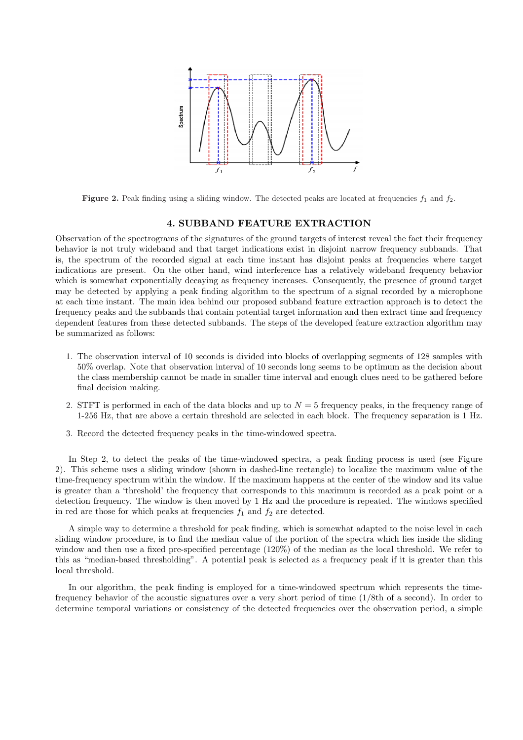**Figure 2.** Peak finding using a sliding window. The detected peaks are located at frequencies $f_1$ and $f_2$.

## 4. SUBBAND FEATURE EXTRACTION

Observation of the spectrograms of the signatures of the ground targets of interest reveal the fact their frequency behavior is not truly wideband and that target indications exist in disjoint narrow frequency subbands. That is, the spectrum of the recorded signal at each time instant has disjoint peaks at frequencies where target indications are present. On the other hand, wind interference has a relatively wideband frequency behavior which is somewhat exponentially decaying as frequency increases. Consequently, the presence of ground target may be detected by applying a peak finding algorithm to the spectrum of a signal recorded by a microphone at each time instant. The main idea behind our proposed subband feature extraction approach is to detect the frequency peaks and the subbands that contain potential target information and then extract time and frequency dependent features from these detected subbands. The steps of the developed feature extraction algorithm may be summarized as follows:

1. The observation interval of 10 seconds is divided into blocks of overlapping segments of 128 samples with 50% overlap. Note that observation interval of 10 seconds long seems to be optimum as the decision about the class membership cannot be made in smaller time interval and enough clues need to be gathered before final decision making.
2. STFT is performed in each of the data blocks and up to $N = 5$ frequency peaks, in the frequency range of 1-256 Hz, that are above a certain threshold are selected in each block. The frequency separation is 1 Hz.
3. Record the detected frequency peaks in the time-windowed spectra.

In Step 2, to detect the peaks of the time-windowed spectra, a peak finding process is used (see Figure 2). This scheme uses a sliding window (shown in dashed-line rectangle) to localize the maximum value of the time-frequency spectrum within the window. If the maximum happens at the center of the window and its value is greater than a 'threshold' the frequency that corresponds to this maximum is recorded as a peak point or a detection frequency. The window is then moved by 1 Hz and the procedure is repeated. The windows specified in red are those for which peaks at frequencies $f_1$ and $f_2$ are detected.

A simple way to determine a threshold for peak finding, which is somewhat adapted to the noise level in each sliding window procedure, is to find the median value of the portion of the spectra which lies inside the sliding window and then use a fixed pre-specified percentage (120%) of the median as the local threshold. We refer to this as "median-based thresholding". A potential peak is selected as a frequency peak if it is greater than this local threshold.

In our algorithm, the peak finding is employed for a time-windowed spectrum which represents the time-frequency behavior of the acoustic signatures over a very short period of time (1/8th of a second). In order to determine temporal variations or consistency of the detected frequencies over the observation period, a simple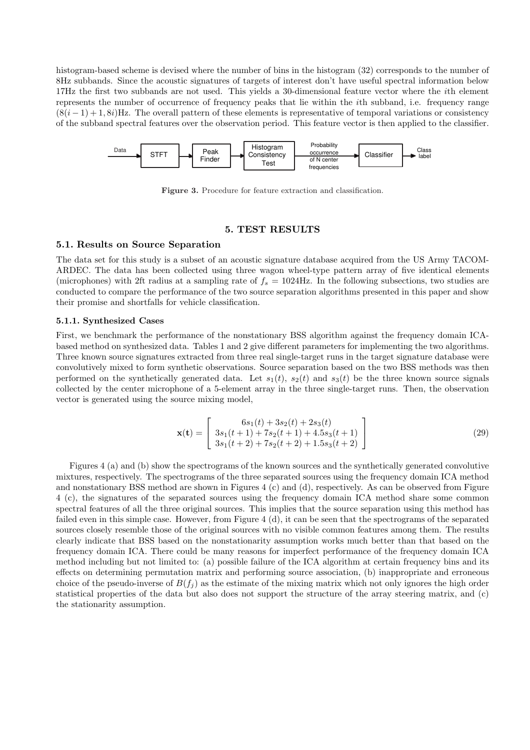histogram-based scheme is devised where the number of bins in the histogram (32) corresponds to the number of 8Hz subbands. Since the acoustic signatures of targets of interest don't have useful spectral information below 17Hz the first two subbands are not used. This yields a 30-dimensional feature vector where the $i$th element represents the number of occurrence of frequency peaks that lie within the $i$th subband, i.e. frequency range $(8(i-1)+1, 8i)$Hz. The overall pattern of these elements is representative of temporal variations or consistency of the subband spectral features over the observation period. This feature vector is then applied to the classifier.

Data → STFT → Peak Finder → Histogram Consistency Test → Probability occurrence of N center frequencies → Classifier → Class label

**Figure 3.** Procedure for feature extraction and classification.

## 5. TEST RESULTS

### 5.1. Results on Source Separation

The data set for this study is a subset of an acoustic signature database acquired from the US Army TACOM-ARDEC. The data has been collected using three wagon wheel-type pattern array of five identical elements (microphones) with 2ft radius at a sampling rate of $f_s = 1024$Hz. In the following subsections, two studies are conducted to compare the performance of the two source separation algorithms presented in this paper and show their promise and shortfalls for vehicle classification.

#### 5.1.1. Synthesized Cases

First, we benchmark the performance of the nonstationary BSS algorithm against the frequency domain ICA-based method on synthesized data. Tables 1 and 2 give different parameters for implementing the two algorithms. Three known source signatures extracted from three real single-target runs in the target signature database were convolutively mixed to form synthetic observations. Source separation based on the two BSS methods was then performed on the synthetically generated data. Let $s_1(t)$, $s_2(t)$ and $s_3(t)$ be the three known source signals collected by the center microphone of a 5-element array in the three single-target runs. Then, the observation vector is generated using the source mixing model,

$$\mathbf{x(t)} = \begin{bmatrix} 6s_1(t) + 3s_2(t) + 2s_3(t) \\ 3s_1(t+1) + 7s_2(t+1) + 4.5s_3(t+1) \\ 3s_1(t+2) + 7s_2(t+2) + 1.5s_3(t+2) \end{bmatrix} \tag{29}$$

Figures 4 (a) and (b) show the spectrograms of the known sources and the synthetically generated convolutive mixtures, respectively. The spectrograms of the three separated sources using the frequency domain ICA method and nonstationary BSS method are shown in Figures 4 (c) and (d), respectively. As can be observed from Figure 4 (c), the signatures of the separated sources using the frequency domain ICA method share some common spectral features of all the three original sources. This implies that the source separation using this method has failed even in this simple case. However, from Figure 4 (d), it can be seen that the spectrograms of the separated sources closely resemble those of the original sources with no visible common features among them. The results clearly indicate that BSS based on the nonstationarity assumption works much better than that based on the frequency domain ICA. There could be many reasons for imperfect performance of the frequency domain ICA method including but not limited to: (a) possible failure of the ICA algorithm at certain frequency bins and its effects on determining permutation matrix and performing source association, (b) inappropriate and erroneous choice of the pseudo-inverse of $B(f_j)$ as the estimate of the mixing matrix which not only ignores the high order statistical properties of the data but also does not support the structure of the array steering matrix, and (c) the stationarity assumption.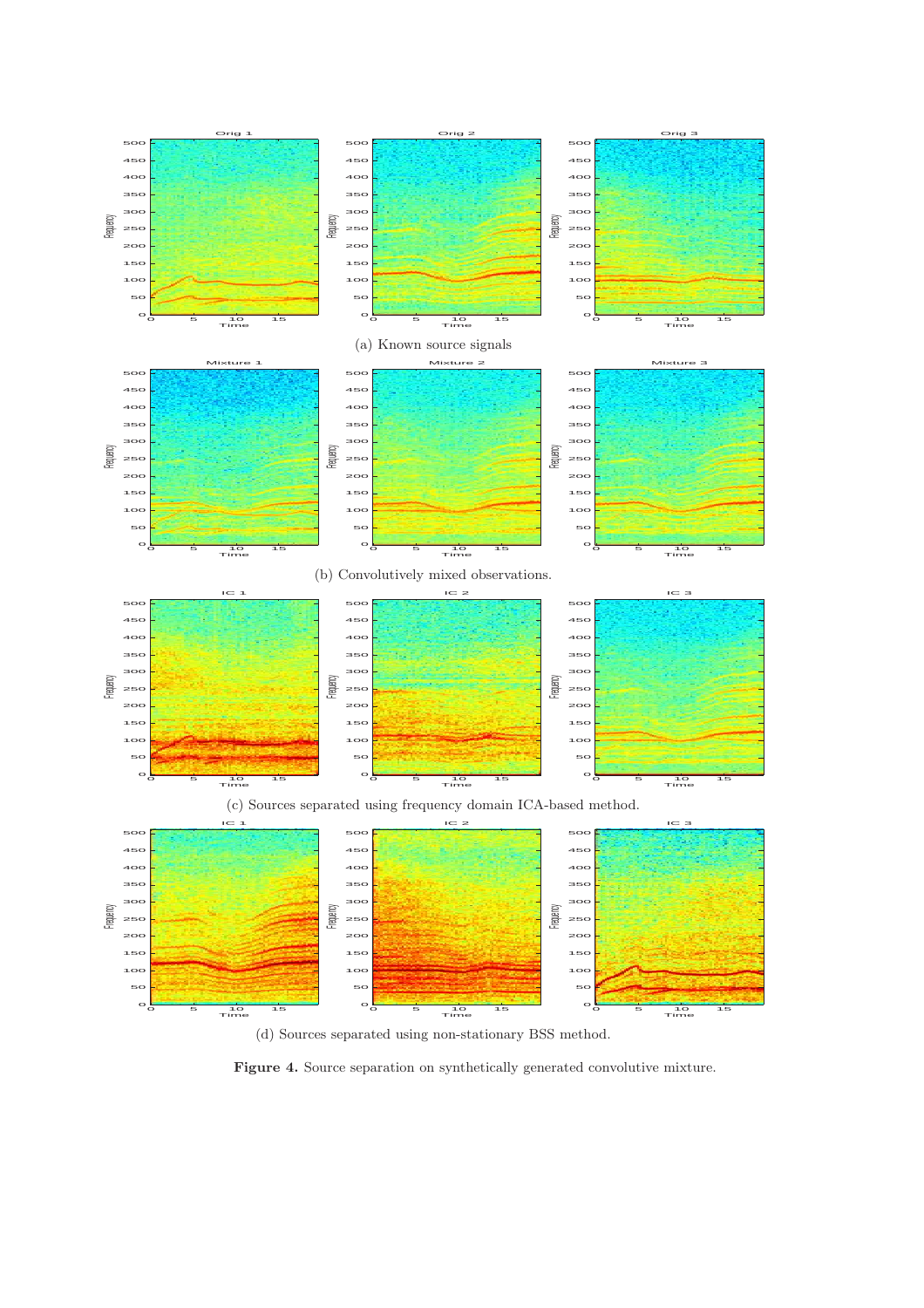(a) Known source signals

(b) Convolutively mixed observations.

(c) Sources separated using frequency domain ICA-based method.

(d) Sources separated using non-stationary BSS method.

**Figure 4.** Source separation on synthetically generated convolutive mixture.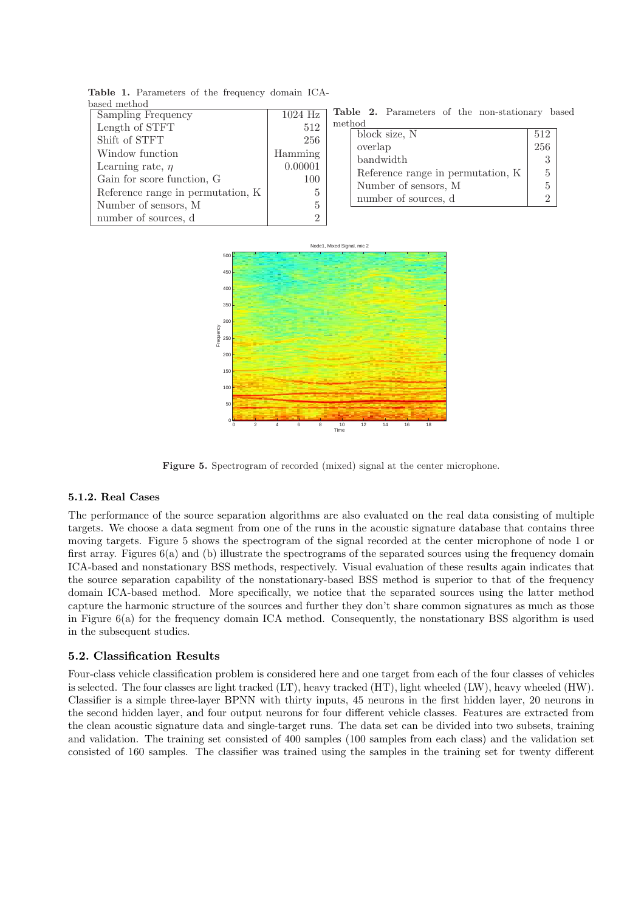**Table 1.** Parameters of the frequency domain ICA-based method

| Parameter | Value |
|---|---|
| Sampling Frequency | 1024 Hz |
| Length of STFT | 512 |
| Shift of STFT | 256 |
| Window function | Hamming |
| Learning rate, $\eta$ | 0.00001 |
| Gain for score function, G | 100 |
| Reference range in permutation, K | 5 |
| Number of sensors, M | 5 |
| number of sources, d | 2 |

**Table 2.** Parameters of the non-stationary based method

| Parameter | Value |
|---|---|
| block size, N | 512 |
| overlap | 256 |
| bandwidth | 3 |
| Reference range in permutation, K | 5 |
| Number of sensors, M | 5 |
| number of sources, d | 2 |

**Figure 5.** Spectrogram of recorded (mixed) signal at the center microphone.

### 5.1.2. Real Cases

The performance of the source separation algorithms are also evaluated on the real data consisting of multiple targets. We choose a data segment from one of the runs in the acoustic signature database that contains three moving targets. Figure 5 shows the spectrogram of the signal recorded at the center microphone of node 1 or first array. Figures 6(a) and (b) illustrate the spectrograms of the separated sources using the frequency domain ICA-based and nonstationary BSS methods, respectively. Visual evaluation of these results again indicates that the source separation capability of the nonstationary-based BSS method is superior to that of the frequency domain ICA-based method. More specifically, we notice that the separated sources using the latter method capture the harmonic structure of the sources and further they don't share common signatures as much as those in Figure 6(a) for the frequency domain ICA method. Consequently, the nonstationary BSS algorithm is used in the subsequent studies.

## 5.2. Classification Results

Four-class vehicle classification problem is considered here and one target from each of the four classes of vehicles is selected. The four classes are light tracked (LT), heavy tracked (HT), light wheeled (LW), heavy wheeled (HW). Classifier is a simple three-layer BPNN with thirty inputs, 45 neurons in the first hidden layer, 20 neurons in the second hidden layer, and four output neurons for four different vehicle classes. Features are extracted from the clean acoustic signature data and single-target runs. The data set can be divided into two subsets, training and validation. The training set consisted of 400 samples (100 samples from each class) and the validation set consisted of 160 samples. The classifier was trained using the samples in the training set for twenty different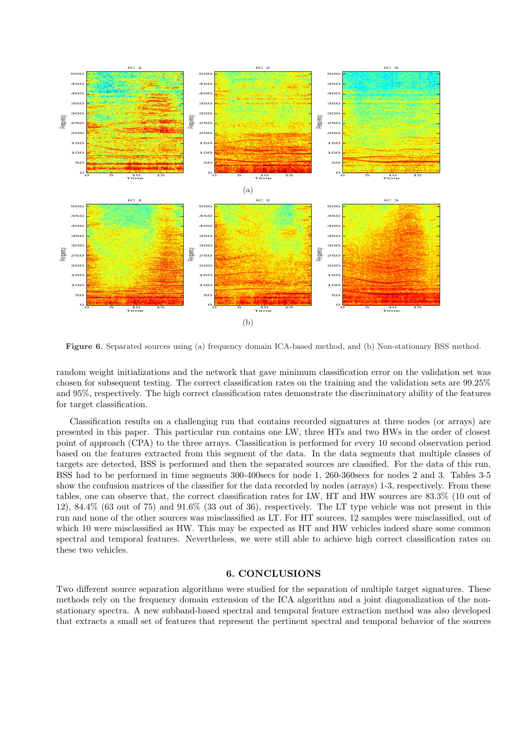Figure 6. Separated sources using (a) frequency domain ICA-based method, and (b) Non-stationary BSS method.

random weight initializations and the network that gave minimum classification error on the validation set was chosen for subsequent testing. The correct classification rates on the training and the validation sets are 99.25% and 95%, respectively. The high correct classification rates demonstrate the discriminatory ability of the features for target classification.

Classification results on a challenging run that contains recorded signatures at three nodes (or arrays) are presented in this paper. This particular run contains one LW, three HTs and two HWs in the order of closest point of approach (CPA) to the three arrays. Classification is performed for every 10 second observation period based on the features extracted from this segment of the data. In the data segments that multiple classes of targets are detected, BSS is performed and then the separated sources are classified. For the data of this run, BSS had to be performed in time segments 300-400secs for node 1, 260-360secs for nodes 2 and 3. Tables 3-5 show the confusion matrices of the classifier for the data recorded by nodes (arrays) 1-3, respectively. From these tables, one can observe that, the correct classification rates for LW, HT and HW sources are 83.3% (10 out of 12), 84.4% (63 out of 75) and 91.6% (33 out of 36), respectively. The LT type vehicle was not present in this run and none of the other sources was misclassified as LT. For HT sources, 12 samples were misclassified, out of which 10 were misclassified as HW. This may be expected as HT and HW vehicles indeed share some common spectral and temporal features. Nevertheless, we were still able to achieve high correct classification rates on these two vehicles.

## 6. CONCLUSIONS

Two different source separation algorithms were studied for the separation of multiple target signatures. These methods rely on the frequency domain extension of the ICA algorithm and a joint diagonalization of the non-stationary spectra. A new subband-based spectral and temporal feature extraction method was also developed that extracts a small set of features that represent the pertinent spectral and temporal behavior of the sources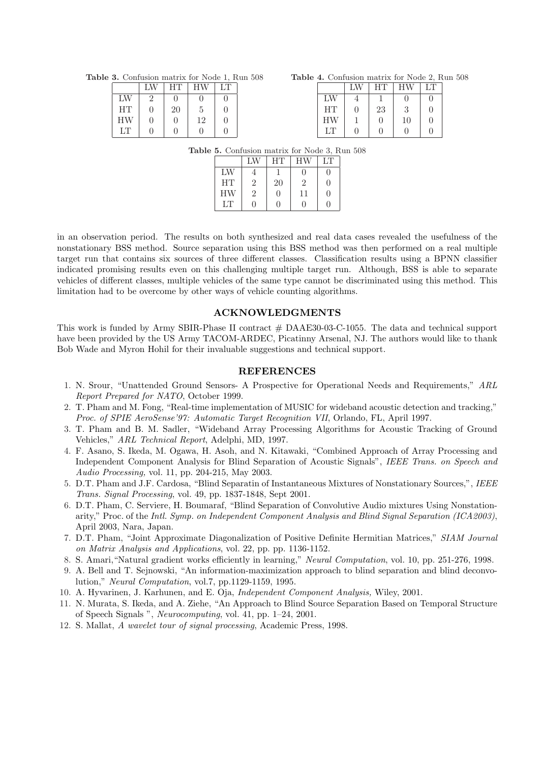**Table 3.** Confusion matrix for Node 1, Run 508

| | LW | HT | HW | LT |
|---|---|---|---|---|
| LW | 2 | 0 | 0 | 0 |
| HT | 0 | 20 | 5 | 0 |
| HW | 0 | 0 | 12 | 0 |
| LT | 0 | 0 | 0 | 0 |

**Table 4.** Confusion matrix for Node 2, Run 508

| | LW | HT | HW | LT |
|---|---|---|---|---|
| LW | 4 | 1 | 0 | 0 |
| HT | 0 | 23 | 3 | 0 |
| HW | 1 | 0 | 10 | 0 |
| LT | 0 | 0 | 0 | 0 |

**Table 5.** Confusion matrix for Node 3, Run 508

| | LW | HT | HW | LT |
|---|---|---|---|---|
| LW | 4 | 1 | 0 | 0 |
| HT | 2 | 20 | 2 | 0 |
| HW | 2 | 0 | 11 | 0 |
| LT | 0 | 0 | 0 | 0 |

in an observation period. The results on both synthesized and real data cases revealed the usefulness of the nonstationary BSS method. Source separation using this BSS method was then performed on a real multiple target run that contains six sources of three different classes. Classification results using a BPNN classifier indicated promising results even on this challenging multiple target run. Although, BSS is able to separate vehicles of different classes, multiple vehicles of the same type cannot be discriminated using this method. This limitation had to be overcome by other ways of vehicle counting algorithms.

## ACKNOWLEDGMENTS

This work is funded by Army SBIR-Phase II contract # DAAE30-03-C-1055. The data and technical support have been provided by the US Army TACOM-ARDEC, Picatinny Arsenal, NJ. The authors would like to thank Bob Wade and Myron Hohil for their invaluable suggestions and technical support.

## REFERENCES

1. N. Srour, "Unattended Ground Sensors- A Prospective for Operational Needs and Requirements," *ARL Report Prepared for NATO*, October 1999.
2. T. Pham and M. Fong, "Real-time implementation of MUSIC for wideband acoustic detection and tracking," *Proc. of SPIE AeroSense'97: Automatic Target Recognition VII*, Orlando, FL, April 1997.
3. T. Pham and B. M. Sadler, "Wideband Array Processing Algorithms for Acoustic Tracking of Ground Vehicles," *ARL Technical Report*, Adelphi, MD, 1997.
4. F. Asano, S. Ikeda, M. Ogawa, H. Asoh, and N. Kitawaki, "Combined Approach of Array Processing and Independent Component Analysis for Blind Separation of Acoustic Signals", *IEEE Trans. on Speech and Audio Processing,* vol. 11, pp. 204-215, May 2003.
5. D.T. Pham and J.F. Cardosa, "Blind Separatin of Instantaneous Mixtures of Nonstationary Sources,", *IEEE Trans. Signal Processing*, vol. 49, pp. 1837-1848, Sept 2001.
6. D.T. Pham, C. Serviere, H. Boumaraf, "Blind Separation of Convolutive Audio mixtures Using Nonstationarity," Proc. of the *Intl. Symp. on Independent Component Analysis and Blind Signal Separation (ICA2003)*, April 2003, Nara, Japan.
7. D.T. Pham, "Joint Approximate Diagonalization of Positive Definite Hermitian Matrices," *SIAM Journal on Matrix Analysis and Applications*, vol. 22, pp. pp. 1136-1152.
8. S. Amari,"Natural gradient works efficiently in learning," *Neural Computation*, vol. 10, pp. 251-276, 1998.
9. A. Bell and T. Sejnowski, "An information-maximization approach to blind separation and blind deconvolution," *Neural Computation*, vol.7, pp.1129-1159, 1995.
10. A. Hyvarinen, J. Karhunen, and E. Oja, *Independent Component Analysis,* Wiley, 2001.
11. N. Murata, S. Ikeda, and A. Ziehe, "An Approach to Blind Source Separation Based on Temporal Structure of Speech Signals ", *Neurocomputing*, vol. 41, pp. 1–24, 2001.
12. S. Mallat, *A wavelet tour of signal processing*, Academic Press, 1998.